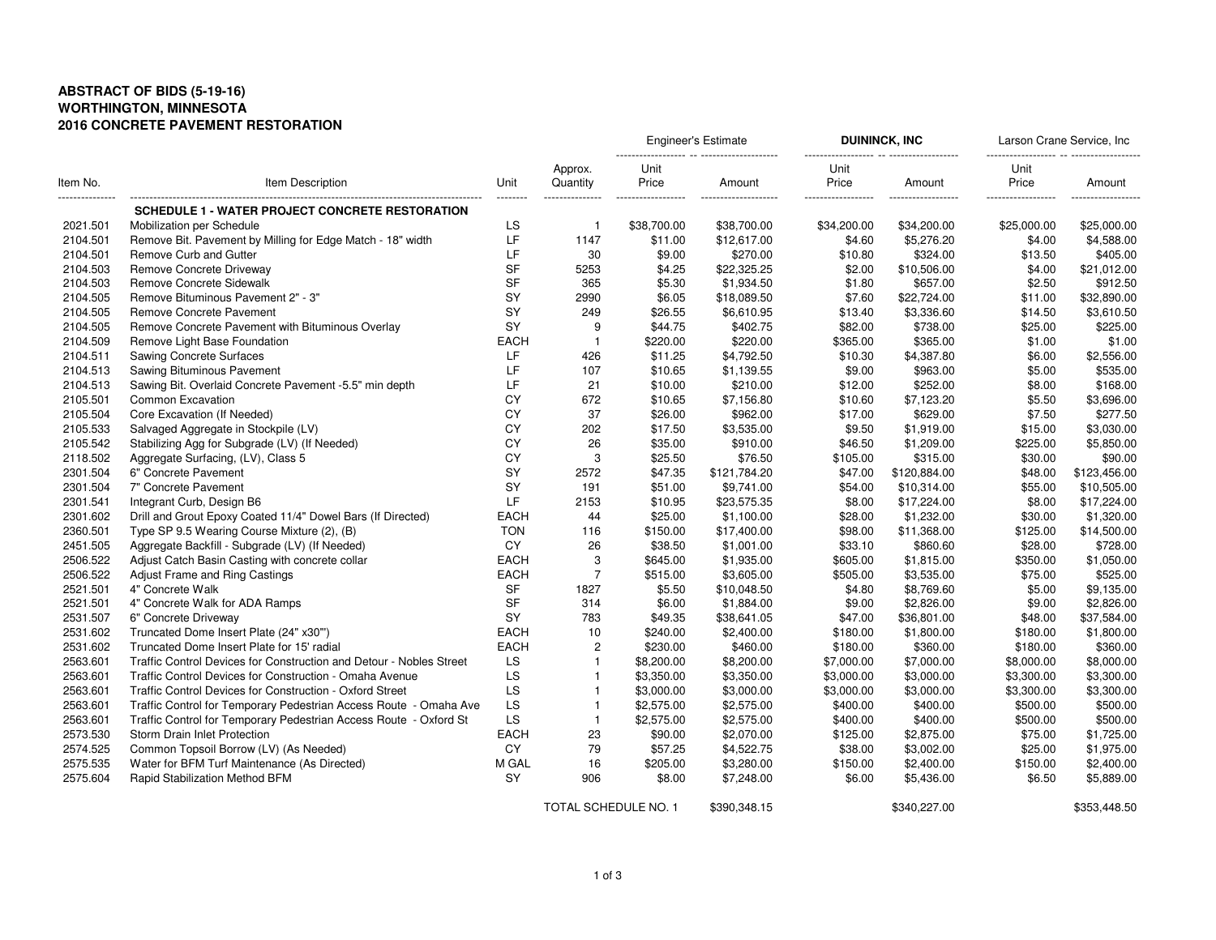**ABSTRACT OF BIDS (5-19-16)**
**WORTHINGTON, MINNESOTA**
**2016 CONCRETE PAVEMENT RESTORATION**

| Item No. | Item Description | Unit | Approx. Quantity | Engineer's Estimate Unit Price | Engineer's Estimate Amount | DUININCK, INC Unit Price | DUININCK, INC Amount | Larson Crane Service, Inc Unit Price | Larson Crane Service, Inc Amount |
|---|---|---|---|---|---|---|---|---|---|
| | **SCHEDULE 1 - WATER PROJECT CONCRETE RESTORATION** | | | | | | | | |
| 2021.501 | Mobilization per Schedule | LS | 1 | $38,700.00 | $38,700.00 | $34,200.00 | $34,200.00 | $25,000.00 | $25,000.00 |
| 2104.501 | Remove Bit. Pavement by Milling for Edge Match - 18" width | LF | 1147 | $11.00 | $12,617.00 | $4.60 | $5,276.20 | $4.00 | $4,588.00 |
| 2104.501 | Remove Curb and Gutter | LF | 30 | $9.00 | $270.00 | $10.80 | $324.00 | $13.50 | $405.00 |
| 2104.503 | Remove Concrete Driveway | SF | 5253 | $4.25 | $22,325.25 | $2.00 | $10,506.00 | $4.00 | $21,012.00 |
| 2104.503 | Remove Concrete Sidewalk | SF | 365 | $5.30 | $1,934.50 | $1.80 | $657.00 | $2.50 | $912.50 |
| 2104.505 | Remove Bituminous Pavement 2" - 3" | SY | 2990 | $6.05 | $18,089.50 | $7.60 | $22,724.00 | $11.00 | $32,890.00 |
| 2104.505 | Remove Concrete Pavement | SY | 249 | $26.55 | $6,610.95 | $13.40 | $3,336.60 | $14.50 | $3,610.50 |
| 2104.505 | Remove Concrete Pavement with Bituminous Overlay | SY | 9 | $44.75 | $402.75 | $82.00 | $738.00 | $25.00 | $225.00 |
| 2104.509 | Remove Light Base Foundation | EACH | 1 | $220.00 | $220.00 | $365.00 | $365.00 | $1.00 | $1.00 |
| 2104.511 | Sawing Concrete Surfaces | LF | 426 | $11.25 | $4,792.50 | $10.30 | $4,387.80 | $6.00 | $2,556.00 |
| 2104.513 | Sawing Bituminous Pavement | LF | 107 | $10.65 | $1,139.55 | $9.00 | $963.00 | $5.00 | $535.00 |
| 2104.513 | Sawing Bit. Overlaid Concrete Pavement -5.5" min depth | LF | 21 | $10.00 | $210.00 | $12.00 | $252.00 | $8.00 | $168.00 |
| 2105.501 | Common Excavation | CY | 672 | $10.65 | $7,156.80 | $10.60 | $7,123.20 | $5.50 | $3,696.00 |
| 2105.504 | Core Excavation (If Needed) | CY | 37 | $26.00 | $962.00 | $17.00 | $629.00 | $7.50 | $277.50 |
| 2105.533 | Salvaged Aggregate in Stockpile (LV) | CY | 202 | $17.50 | $3,535.00 | $9.50 | $1,919.00 | $15.00 | $3,030.00 |
| 2105.542 | Stabilizing Agg for Subgrade (LV) (If Needed) | CY | 26 | $35.00 | $910.00 | $46.50 | $1,209.00 | $225.00 | $5,850.00 |
| 2118.502 | Aggregate Surfacing, (LV), Class 5 | CY | 3 | $25.50 | $76.50 | $105.00 | $315.00 | $30.00 | $90.00 |
| 2301.504 | 6" Concrete Pavement | SY | 2572 | $47.35 | $121,784.20 | $47.00 | $120,884.00 | $48.00 | $123,456.00 |
| 2301.504 | 7" Concrete Pavement | SY | 191 | $51.00 | $9,741.00 | $54.00 | $10,314.00 | $55.00 | $10,505.00 |
| 2301.541 | Integrant Curb, Design B6 | LF | 2153 | $10.95 | $23,575.35 | $8.00 | $17,224.00 | $8.00 | $17,224.00 |
| 2301.602 | Drill and Grout Epoxy Coated 11/4" Dowel Bars (If Directed) | EACH | 44 | $25.00 | $1,100.00 | $28.00 | $1,232.00 | $30.00 | $1,320.00 |
| 2360.501 | Type SP 9.5 Wearing Course Mixture (2), (B) | TON | 116 | $150.00 | $17,400.00 | $98.00 | $11,368.00 | $125.00 | $14,500.00 |
| 2451.505 | Aggregate Backfill - Subgrade (LV) (If Needed) | CY | 26 | $38.50 | $1,001.00 | $33.10 | $860.60 | $28.00 | $728.00 |
| 2506.522 | Adjust Catch Basin Casting with concrete collar | EACH | 3 | $645.00 | $1,935.00 | $605.00 | $1,815.00 | $350.00 | $1,050.00 |
| 2506.522 | Adjust Frame and Ring Castings | EACH | 7 | $515.00 | $3,605.00 | $505.00 | $3,535.00 | $75.00 | $525.00 |
| 2521.501 | 4" Concrete Walk | SF | 1827 | $5.50 | $10,048.50 | $4.80 | $8,769.60 | $5.00 | $9,135.00 |
| 2521.501 | 4" Concrete Walk for ADA Ramps | SF | 314 | $6.00 | $1,884.00 | $9.00 | $2,826.00 | $9.00 | $2,826.00 |
| 2531.507 | 6" Concrete Driveway | SY | 783 | $49.35 | $38,641.05 | $47.00 | $36,801.00 | $48.00 | $37,584.00 |
| 2531.602 | Truncated Dome Insert Plate (24" x30"') | EACH | 10 | $240.00 | $2,400.00 | $180.00 | $1,800.00 | $180.00 | $1,800.00 |
| 2531.602 | Truncated Dome Insert Plate for 15' radial | EACH | 2 | $230.00 | $460.00 | $180.00 | $360.00 | $180.00 | $360.00 |
| 2563.601 | Traffic Control Devices for Construction and Detour - Nobles Street | LS | 1 | $8,200.00 | $8,200.00 | $7,000.00 | $7,000.00 | $8,000.00 | $8,000.00 |
| 2563.601 | Traffic Control Devices for Construction - Omaha Avenue | LS | 1 | $3,350.00 | $3,350.00 | $3,000.00 | $3,000.00 | $3,300.00 | $3,300.00 |
| 2563.601 | Traffic Control Devices for Construction - Oxford Street | LS | 1 | $3,000.00 | $3,000.00 | $3,000.00 | $3,000.00 | $3,300.00 | $3,300.00 |
| 2563.601 | Traffic Control for Temporary Pedestrian Access Route - Omaha Ave | LS | 1 | $2,575.00 | $2,575.00 | $400.00 | $400.00 | $500.00 | $500.00 |
| 2563.601 | Traffic Control for Temporary Pedestrian Access Route - Oxford St | LS | 1 | $2,575.00 | $2,575.00 | $400.00 | $400.00 | $500.00 | $500.00 |
| 2573.530 | Storm Drain Inlet Protection | EACH | 23 | $90.00 | $2,070.00 | $125.00 | $2,875.00 | $75.00 | $1,725.00 |
| 2574.525 | Common Topsoil Borrow (LV) (As Needed) | CY | 79 | $57.25 | $4,522.75 | $38.00 | $3,002.00 | $25.00 | $1,975.00 |
| 2575.535 | Water for BFM Turf Maintenance (As Directed) | M GAL | 16 | $205.00 | $3,280.00 | $150.00 | $2,400.00 | $150.00 | $2,400.00 |
| 2575.604 | Rapid Stabilization Method BFM | SY | 906 | $8.00 | $7,248.00 | $6.00 | $5,436.00 | $6.50 | $5,889.00 |
| | | | TOTAL SCHEDULE NO. 1 | | $390,348.15 | | $340,227.00 | | $353,448.50 |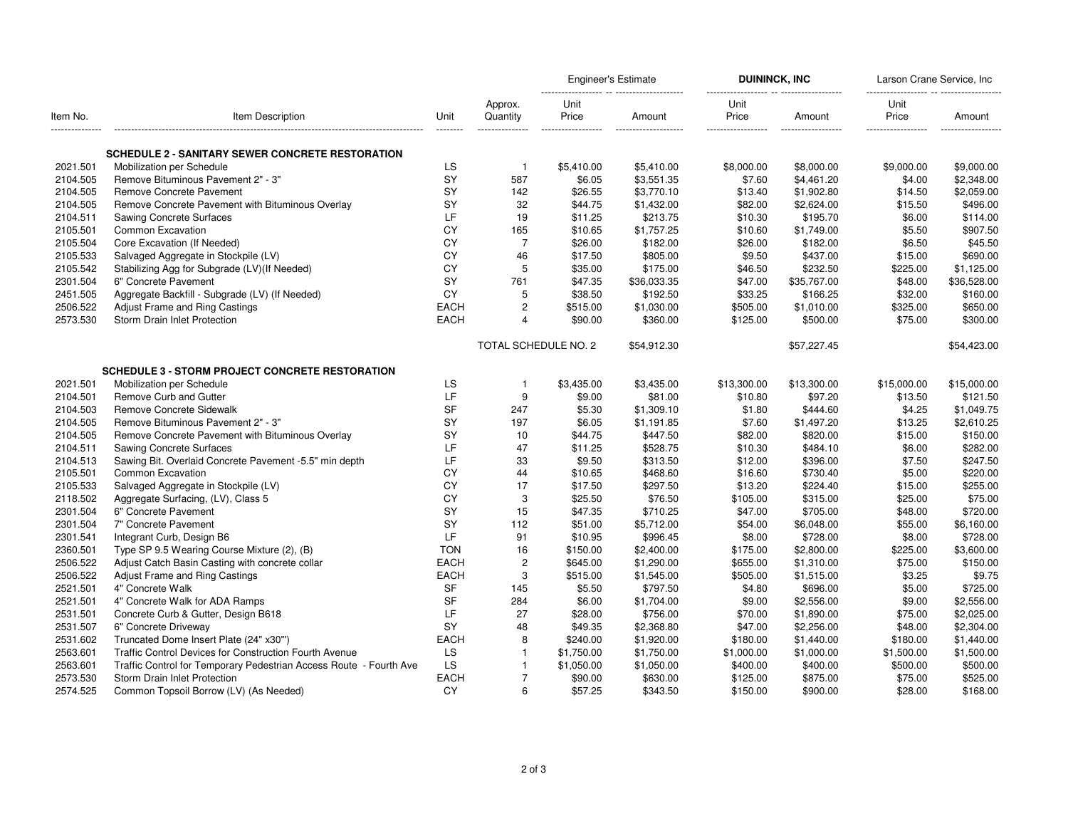| Item No. | Item Description | Unit | Approx. Quantity | Engineer's Estimate | | DUININCK, INC | | Larson Crane Service, Inc | |
|---|---|---|---|---|---|---|---|---|---|
| | | | | Unit Price | Amount | Unit Price | Amount | Unit Price | Amount |
| | **SCHEDULE 2 - SANITARY SEWER CONCRETE RESTORATION** | | | | | | | | |
| 2021.501 | Mobilization per Schedule | LS | 1 | $5,410.00 | $5,410.00 | $8,000.00 | $8,000.00 | $9,000.00 | $9,000.00 |
| 2104.505 | Remove Bituminous Pavement 2" - 3" | SY | 587 | $6.05 | $3,551.35 | $7.60 | $4,461.20 | $4.00 | $2,348.00 |
| 2104.505 | Remove Concrete Pavement | SY | 142 | $26.55 | $3,770.10 | $13.40 | $1,902.80 | $14.50 | $2,059.00 |
| 2104.505 | Remove Concrete Pavement with Bituminous Overlay | SY | 32 | $44.75 | $1,432.00 | $82.00 | $2,624.00 | $15.50 | $496.00 |
| 2104.511 | Sawing Concrete Surfaces | LF | 19 | $11.25 | $213.75 | $10.30 | $195.70 | $6.00 | $114.00 |
| 2105.501 | Common Excavation | CY | 165 | $10.65 | $1,757.25 | $10.60 | $1,749.00 | $5.50 | $907.50 |
| 2105.504 | Core Excavation (If Needed) | CY | 7 | $26.00 | $182.00 | $26.00 | $182.00 | $6.50 | $45.50 |
| 2105.533 | Salvaged Aggregate in Stockpile (LV) | CY | 46 | $17.50 | $805.00 | $9.50 | $437.00 | $15.00 | $690.00 |
| 2105.542 | Stabilizing Agg for Subgrade (LV)(If Needed) | CY | 5 | $35.00 | $175.00 | $46.50 | $232.50 | $225.00 | $1,125.00 |
| 2301.504 | 6" Concrete Pavement | SY | 761 | $47.35 | $36,033.35 | $47.00 | $35,767.00 | $48.00 | $36,528.00 |
| 2451.505 | Aggregate Backfill - Subgrade (LV) (If Needed) | CY | 5 | $38.50 | $192.50 | $33.25 | $166.25 | $32.00 | $160.00 |
| 2506.522 | Adjust Frame and Ring Castings | EACH | 2 | $515.00 | $1,030.00 | $505.00 | $1,010.00 | $325.00 | $650.00 |
| 2573.530 | Storm Drain Inlet Protection | EACH | 4 | $90.00 | $360.00 | $125.00 | $500.00 | $75.00 | $300.00 |
| | | | TOTAL SCHEDULE NO. 2 | | $54,912.30 | | $57,227.45 | | $54,423.00 |
| | **SCHEDULE 3 - STORM PROJECT CONCRETE RESTORATION** | | | | | | | | |
| 2021.501 | Mobilization per Schedule | LS | 1 | $3,435.00 | $3,435.00 | $13,300.00 | $13,300.00 | $15,000.00 | $15,000.00 |
| 2104.501 | Remove Curb and Gutter | LF | 9 | $9.00 | $81.00 | $10.80 | $97.20 | $13.50 | $121.50 |
| 2104.503 | Remove Concrete Sidewalk | SF | 247 | $5.30 | $1,309.10 | $1.80 | $444.60 | $4.25 | $1,049.75 |
| 2104.505 | Remove Bituminous Pavement 2" - 3" | SY | 197 | $6.05 | $1,191.85 | $7.60 | $1,497.20 | $13.25 | $2,610.25 |
| 2104.505 | Remove Concrete Pavement with Bituminous Overlay | SY | 10 | $44.75 | $447.50 | $82.00 | $820.00 | $15.00 | $150.00 |
| 2104.511 | Sawing Concrete Surfaces | LF | 47 | $11.25 | $528.75 | $10.30 | $484.10 | $6.00 | $282.00 |
| 2104.513 | Sawing Bit. Overlaid Concrete Pavement -5.5" min depth | LF | 33 | $9.50 | $313.50 | $12.00 | $396.00 | $7.50 | $247.50 |
| 2105.501 | Common Excavation | CY | 44 | $10.65 | $468.60 | $16.60 | $730.40 | $5.00 | $220.00 |
| 2105.533 | Salvaged Aggregate in Stockpile (LV) | CY | 17 | $17.50 | $297.50 | $13.20 | $224.40 | $15.00 | $255.00 |
| 2118.502 | Aggregate Surfacing, (LV), Class 5 | CY | 3 | $25.50 | $76.50 | $105.00 | $315.00 | $25.00 | $75.00 |
| 2301.504 | 6" Concrete Pavement | SY | 15 | $47.35 | $710.25 | $47.00 | $705.00 | $48.00 | $720.00 |
| 2301.504 | 7" Concrete Pavement | SY | 112 | $51.00 | $5,712.00 | $54.00 | $6,048.00 | $55.00 | $6,160.00 |
| 2301.541 | Integrant Curb, Design B6 | LF | 91 | $10.95 | $996.45 | $8.00 | $728.00 | $8.00 | $728.00 |
| 2360.501 | Type SP 9.5 Wearing Course Mixture (2), (B) | TON | 16 | $150.00 | $2,400.00 | $175.00 | $2,800.00 | $225.00 | $3,600.00 |
| 2506.522 | Adjust Catch Basin Casting with concrete collar | EACH | 2 | $645.00 | $1,290.00 | $655.00 | $1,310.00 | $75.00 | $150.00 |
| 2506.522 | Adjust Frame and Ring Castings | EACH | 3 | $515.00 | $1,545.00 | $505.00 | $1,515.00 | $3.25 | $9.75 |
| 2521.501 | 4" Concrete Walk | SF | 145 | $5.50 | $797.50 | $4.80 | $696.00 | $5.00 | $725.00 |
| 2521.501 | 4" Concrete Walk for ADA Ramps | SF | 284 | $6.00 | $1,704.00 | $9.00 | $2,556.00 | $9.00 | $2,556.00 |
| 2531.501 | Concrete Curb & Gutter, Design B618 | LF | 27 | $28.00 | $756.00 | $70.00 | $1,890.00 | $75.00 | $2,025.00 |
| 2531.507 | 6" Concrete Driveway | SY | 48 | $49.35 | $2,368.80 | $47.00 | $2,256.00 | $48.00 | $2,304.00 |
| 2531.602 | Truncated Dome Insert Plate (24" x30"') | EACH | 8 | $240.00 | $1,920.00 | $180.00 | $1,440.00 | $180.00 | $1,440.00 |
| 2563.601 | Traffic Control Devices for Construction Fourth Avenue | LS | 1 | $1,750.00 | $1,750.00 | $1,000.00 | $1,000.00 | $1,500.00 | $1,500.00 |
| 2563.601 | Traffic Control for Temporary Pedestrian Access Route - Fourth Ave | LS | 1 | $1,050.00 | $1,050.00 | $400.00 | $400.00 | $500.00 | $500.00 |
| 2573.530 | Storm Drain Inlet Protection | EACH | 7 | $90.00 | $630.00 | $125.00 | $875.00 | $75.00 | $525.00 |
| 2574.525 | Common Topsoil Borrow (LV) (As Needed) | CY | 6 | $57.25 | $343.50 | $150.00 | $900.00 | $28.00 | $168.00 |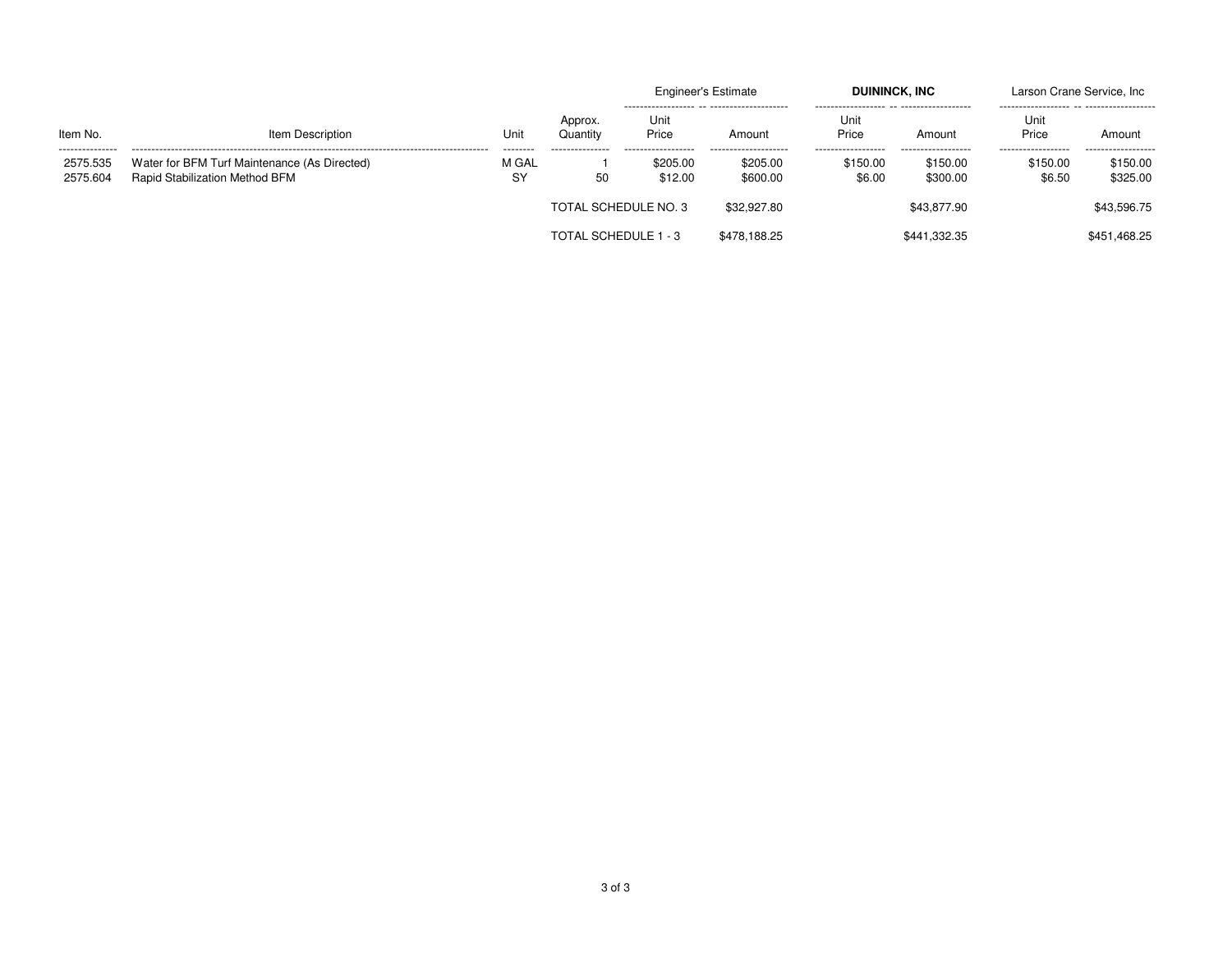| Item No. | Item Description | Unit | Approx. Quantity | Engineer's Estimate Unit Price | Engineer's Estimate Amount | **DUININCK, INC** Unit Price | **DUININCK, INC** Amount | Larson Crane Service, Inc Unit Price | Larson Crane Service, Inc Amount |
|---|---|---|---|---|---|---|---|---|---|
| 2575.535 | Water for BFM Turf Maintenance (As Directed) | M GAL | 1 | $205.00 | $205.00 | $150.00 | $150.00 | $150.00 | $150.00 |
| 2575.604 | Rapid Stabilization Method BFM | SY | 50 | $12.00 | $600.00 | $6.00 | $300.00 | $6.50 | $325.00 |
| | | | TOTAL SCHEDULE NO. 3 | | $32,927.80 | | $43,877.90 | | $43,596.75 |
| | | | TOTAL SCHEDULE 1 - 3 | | $478,188.25 | | $441,332.35 | | $451,468.25 |